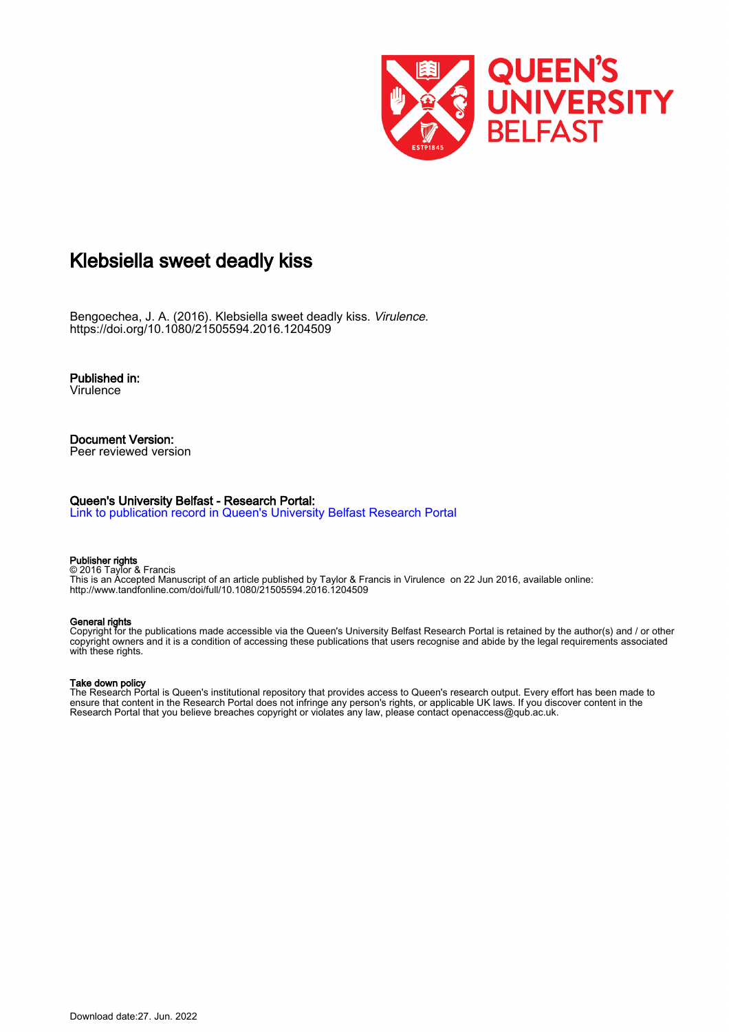# Klebsiella sweet deadly kiss

Bengoechea, J. A. (2016). Klebsiella sweet deadly kiss. *Virulence*.
https://doi.org/10.1080/21505594.2016.1204509

**Published in:**
Virulence

**Document Version:**
Peer reviewed version

**Queen's University Belfast - Research Portal:**
Link to publication record in Queen's University Belfast Research Portal

**Publisher rights**
© 2016 Taylor & Francis
This is an Accepted Manuscript of an article published by Taylor & Francis in Virulence on 22 Jun 2016, available online:
http://www.tandfonline.com/doi/full/10.1080/21505594.2016.1204509

**General rights**
Copyright for the publications made accessible via the Queen's University Belfast Research Portal is retained by the author(s) and / or other copyright owners and it is a condition of accessing these publications that users recognise and abide by the legal requirements associated with these rights.

**Take down policy**
The Research Portal is Queen's institutional repository that provides access to Queen's research output. Every effort has been made to ensure that content in the Research Portal does not infringe any person's rights, or applicable UK laws. If you discover content in the Research Portal that you believe breaches copyright or violates any law, please contact openaccess@qub.ac.uk.

Download date:27. Jun. 2022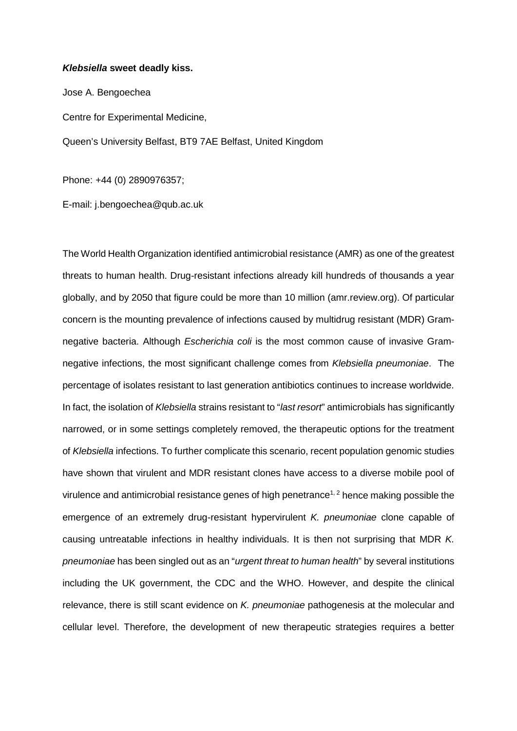***Klebsiella* sweet deadly kiss.**

Jose A. Bengoechea

Centre for Experimental Medicine,

Queen's University Belfast, BT9 7AE Belfast, United Kingdom

Phone: +44 (0) 2890976357;

E-mail: j.bengoechea@qub.ac.uk

The World Health Organization identified antimicrobial resistance (AMR) as one of the greatest threats to human health. Drug-resistant infections already kill hundreds of thousands a year globally, and by 2050 that figure could be more than 10 million (amr.review.org). Of particular concern is the mounting prevalence of infections caused by multidrug resistant (MDR) Gram-negative bacteria. Although *Escherichia coli* is the most common cause of invasive Gram-negative infections, the most significant challenge comes from *Klebsiella pneumoniae*. The percentage of isolates resistant to last generation antibiotics continues to increase worldwide. In fact, the isolation of *Klebsiella* strains resistant to "*last resort*" antimicrobials has significantly narrowed, or in some settings completely removed, the therapeutic options for the treatment of *Klebsiella* infections. To further complicate this scenario, recent population genomic studies have shown that virulent and MDR resistant clones have access to a diverse mobile pool of virulence and antimicrobial resistance genes of high penetrance[1, 2] hence making possible the emergence of an extremely drug-resistant hypervirulent *K. pneumoniae* clone capable of causing untreatable infections in healthy individuals. It is then not surprising that MDR *K. pneumoniae* has been singled out as an "*urgent threat to human health*" by several institutions including the UK government, the CDC and the WHO. However, and despite the clinical relevance, there is still scant evidence on *K. pneumoniae* pathogenesis at the molecular and cellular level. Therefore, the development of new therapeutic strategies requires a better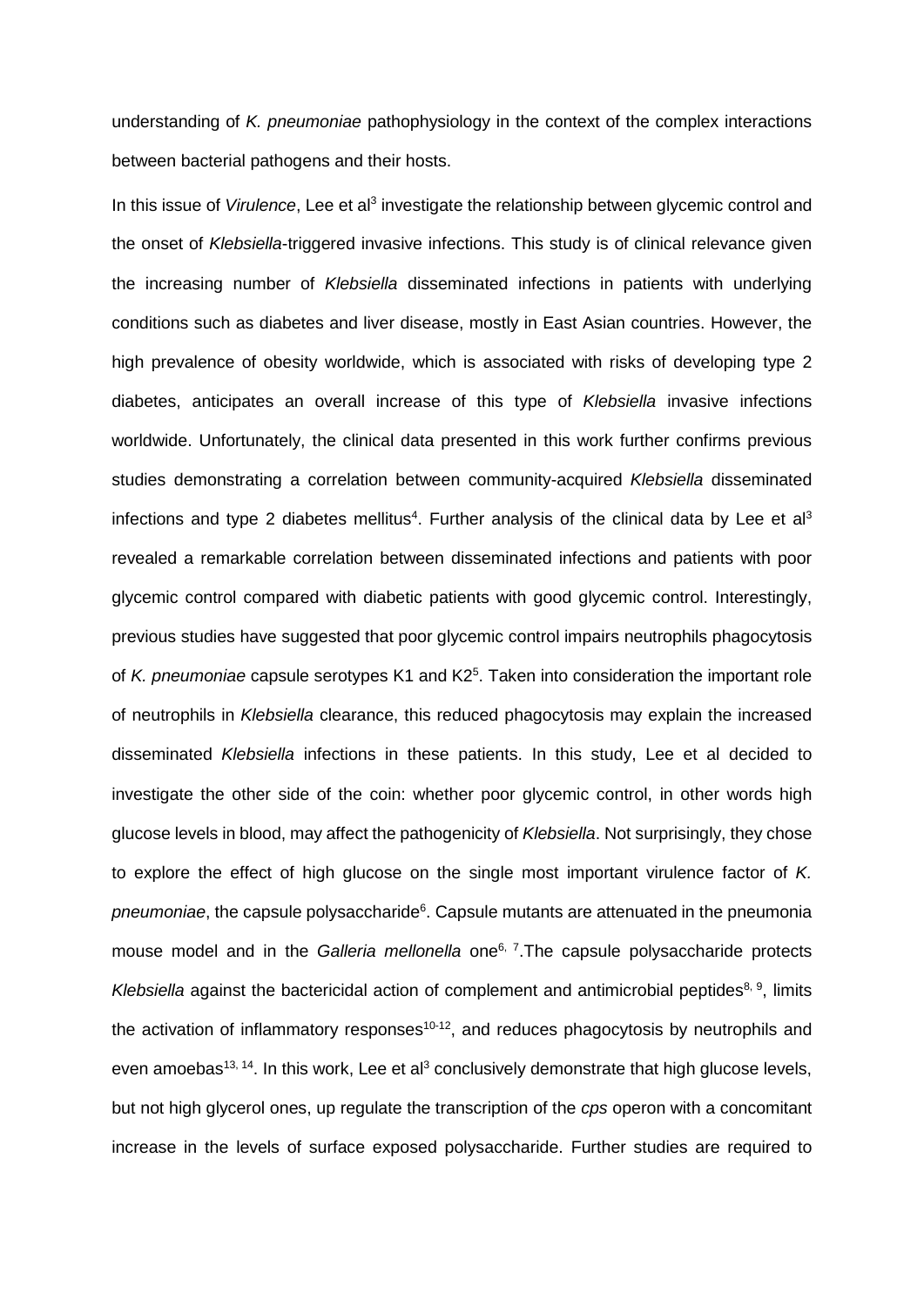understanding of *K. pneumoniae* pathophysiology in the context of the complex interactions between bacterial pathogens and their hosts.

In this issue of *Virulence*, Lee et al[3] investigate the relationship between glycemic control and the onset of *Klebsiella*-triggered invasive infections. This study is of clinical relevance given the increasing number of *Klebsiella* disseminated infections in patients with underlying conditions such as diabetes and liver disease, mostly in East Asian countries. However, the high prevalence of obesity worldwide, which is associated with risks of developing type 2 diabetes, anticipates an overall increase of this type of *Klebsiella* invasive infections worldwide. Unfortunately, the clinical data presented in this work further confirms previous studies demonstrating a correlation between community-acquired *Klebsiella* disseminated infections and type 2 diabetes mellitus[4]. Further analysis of the clinical data by Lee et al[3] revealed a remarkable correlation between disseminated infections and patients with poor glycemic control compared with diabetic patients with good glycemic control. Interestingly, previous studies have suggested that poor glycemic control impairs neutrophils phagocytosis of *K. pneumoniae* capsule serotypes K1 and K2[5]. Taken into consideration the important role of neutrophils in *Klebsiella* clearance, this reduced phagocytosis may explain the increased disseminated *Klebsiella* infections in these patients. In this study, Lee et al decided to investigate the other side of the coin: whether poor glycemic control, in other words high glucose levels in blood, may affect the pathogenicity of *Klebsiella*. Not surprisingly, they chose to explore the effect of high glucose on the single most important virulence factor of *K. pneumoniae*, the capsule polysaccharide[6]. Capsule mutants are attenuated in the pneumonia mouse model and in the *Galleria mellonella* one[6, 7].The capsule polysaccharide protects *Klebsiella* against the bactericidal action of complement and antimicrobial peptides[8, 9], limits the activation of inflammatory responses[10-12], and reduces phagocytosis by neutrophils and even amoebas[13, 14]. In this work, Lee et al[3] conclusively demonstrate that high glucose levels, but not high glycerol ones, up regulate the transcription of the *cps* operon with a concomitant increase in the levels of surface exposed polysaccharide. Further studies are required to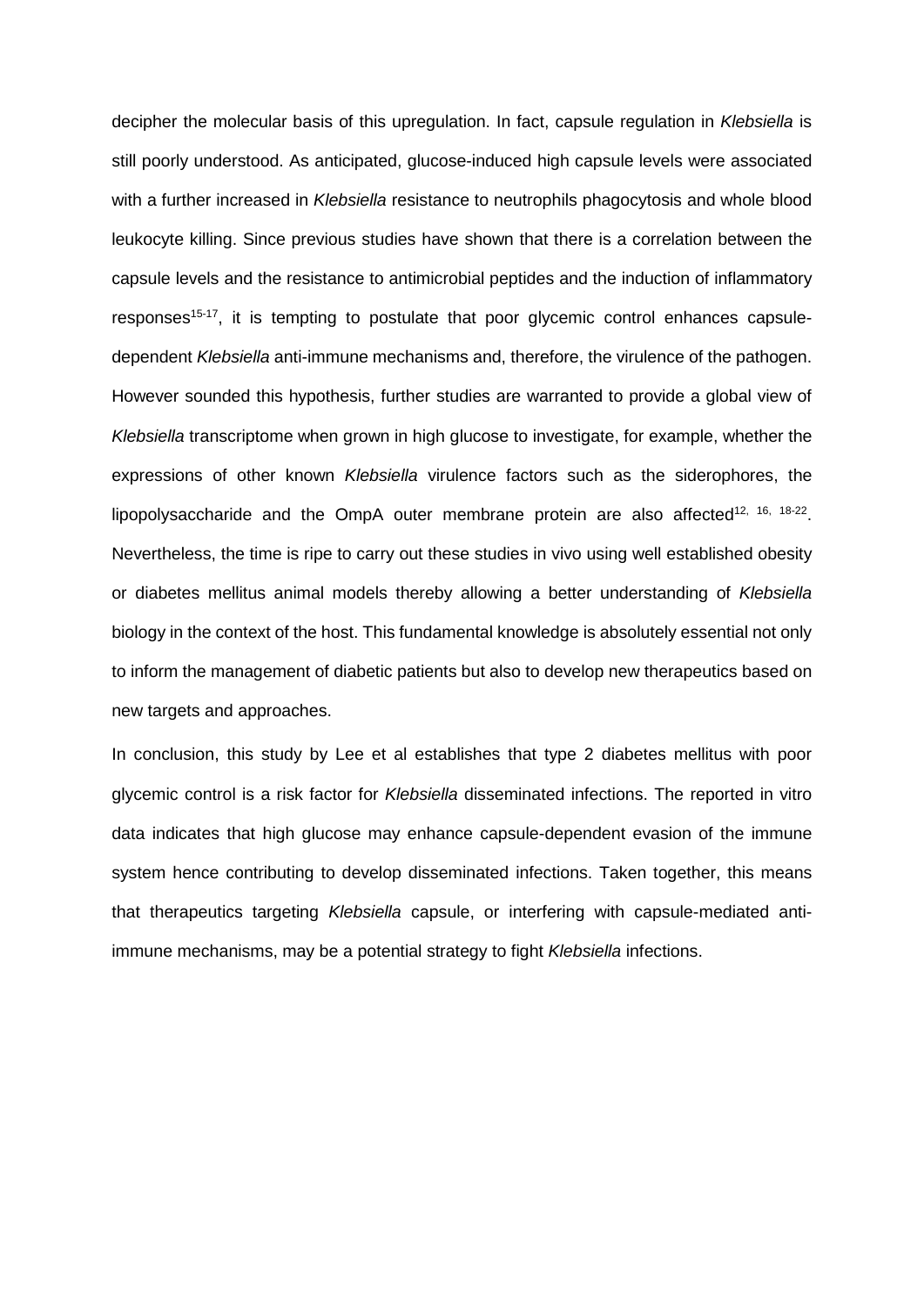decipher the molecular basis of this upregulation. In fact, capsule regulation in *Klebsiella* is still poorly understood. As anticipated, glucose-induced high capsule levels were associated with a further increased in *Klebsiella* resistance to neutrophils phagocytosis and whole blood leukocyte killing. Since previous studies have shown that there is a correlation between the capsule levels and the resistance to antimicrobial peptides and the induction of inflammatory responses[15-17], it is tempting to postulate that poor glycemic control enhances capsule-dependent *Klebsiella* anti-immune mechanisms and, therefore, the virulence of the pathogen. However sounded this hypothesis, further studies are warranted to provide a global view of *Klebsiella* transcriptome when grown in high glucose to investigate, for example, whether the expressions of other known *Klebsiella* virulence factors such as the siderophores, the lipopolysaccharide and the OmpA outer membrane protein are also affected[12, 16, 18-22]. Nevertheless, the time is ripe to carry out these studies in vivo using well established obesity or diabetes mellitus animal models thereby allowing a better understanding of *Klebsiella* biology in the context of the host. This fundamental knowledge is absolutely essential not only to inform the management of diabetic patients but also to develop new therapeutics based on new targets and approaches.

In conclusion, this study by Lee et al establishes that type 2 diabetes mellitus with poor glycemic control is a risk factor for *Klebsiella* disseminated infections. The reported in vitro data indicates that high glucose may enhance capsule-dependent evasion of the immune system hence contributing to develop disseminated infections. Taken together, this means that therapeutics targeting *Klebsiella* capsule, or interfering with capsule-mediated anti-immune mechanisms, may be a potential strategy to fight *Klebsiella* infections.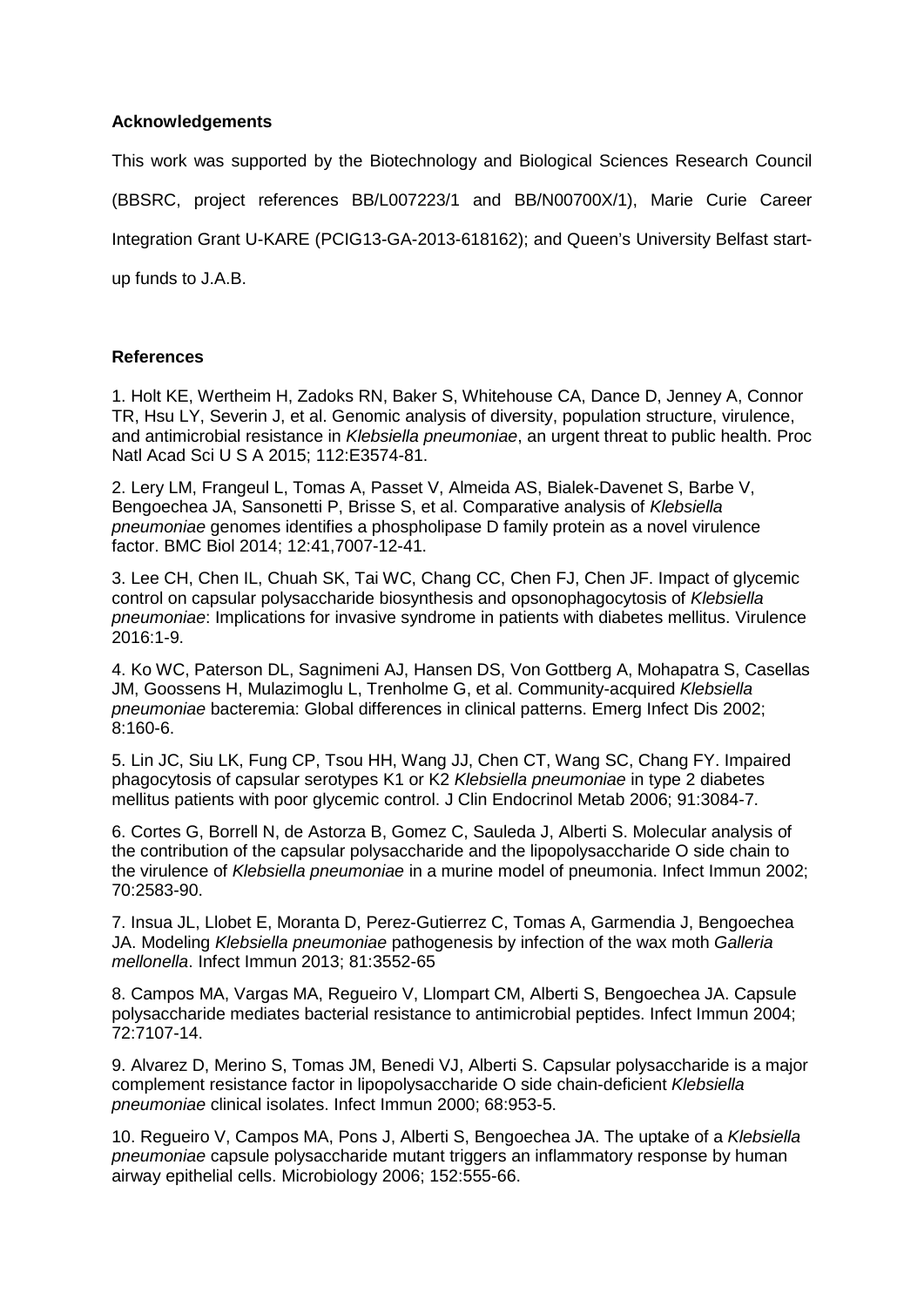## Acknowledgements

This work was supported by the Biotechnology and Biological Sciences Research Council (BBSRC, project references BB/L007223/1 and BB/N00700X/1), Marie Curie Career Integration Grant U-KARE (PCIG13-GA-2013-618162); and Queen's University Belfast start-up funds to J.A.B.

## References

1. Holt KE, Wertheim H, Zadoks RN, Baker S, Whitehouse CA, Dance D, Jenney A, Connor TR, Hsu LY, Severin J, et al. Genomic analysis of diversity, population structure, virulence, and antimicrobial resistance in *Klebsiella pneumoniae*, an urgent threat to public health. Proc Natl Acad Sci U S A 2015; 112:E3574-81.

2. Lery LM, Frangeul L, Tomas A, Passet V, Almeida AS, Bialek-Davenet S, Barbe V, Bengoechea JA, Sansonetti P, Brisse S, et al. Comparative analysis of *Klebsiella pneumoniae* genomes identifies a phospholipase D family protein as a novel virulence factor. BMC Biol 2014; 12:41,7007-12-41.

3. Lee CH, Chen IL, Chuah SK, Tai WC, Chang CC, Chen FJ, Chen JF. Impact of glycemic control on capsular polysaccharide biosynthesis and opsonophagocytosis of *Klebsiella pneumoniae*: Implications for invasive syndrome in patients with diabetes mellitus. Virulence 2016:1-9.

4. Ko WC, Paterson DL, Sagnimeni AJ, Hansen DS, Von Gottberg A, Mohapatra S, Casellas JM, Goossens H, Mulazimoglu L, Trenholme G, et al. Community-acquired *Klebsiella pneumoniae* bacteremia: Global differences in clinical patterns. Emerg Infect Dis 2002; 8:160-6.

5. Lin JC, Siu LK, Fung CP, Tsou HH, Wang JJ, Chen CT, Wang SC, Chang FY. Impaired phagocytosis of capsular serotypes K1 or K2 *Klebsiella pneumoniae* in type 2 diabetes mellitus patients with poor glycemic control. J Clin Endocrinol Metab 2006; 91:3084-7.

6. Cortes G, Borrell N, de Astorza B, Gomez C, Sauleda J, Alberti S. Molecular analysis of the contribution of the capsular polysaccharide and the lipopolysaccharide O side chain to the virulence of *Klebsiella pneumoniae* in a murine model of pneumonia. Infect Immun 2002; 70:2583-90.

7. Insua JL, Llobet E, Moranta D, Perez-Gutierrez C, Tomas A, Garmendia J, Bengoechea JA. Modeling *Klebsiella pneumoniae* pathogenesis by infection of the wax moth *Galleria mellonella*. Infect Immun 2013; 81:3552-65

8. Campos MA, Vargas MA, Regueiro V, Llompart CM, Alberti S, Bengoechea JA. Capsule polysaccharide mediates bacterial resistance to antimicrobial peptides. Infect Immun 2004; 72:7107-14.

9. Alvarez D, Merino S, Tomas JM, Benedi VJ, Alberti S. Capsular polysaccharide is a major complement resistance factor in lipopolysaccharide O side chain-deficient *Klebsiella pneumoniae* clinical isolates. Infect Immun 2000; 68:953-5.

10. Regueiro V, Campos MA, Pons J, Alberti S, Bengoechea JA. The uptake of a *Klebsiella pneumoniae* capsule polysaccharide mutant triggers an inflammatory response by human airway epithelial cells. Microbiology 2006; 152:555-66.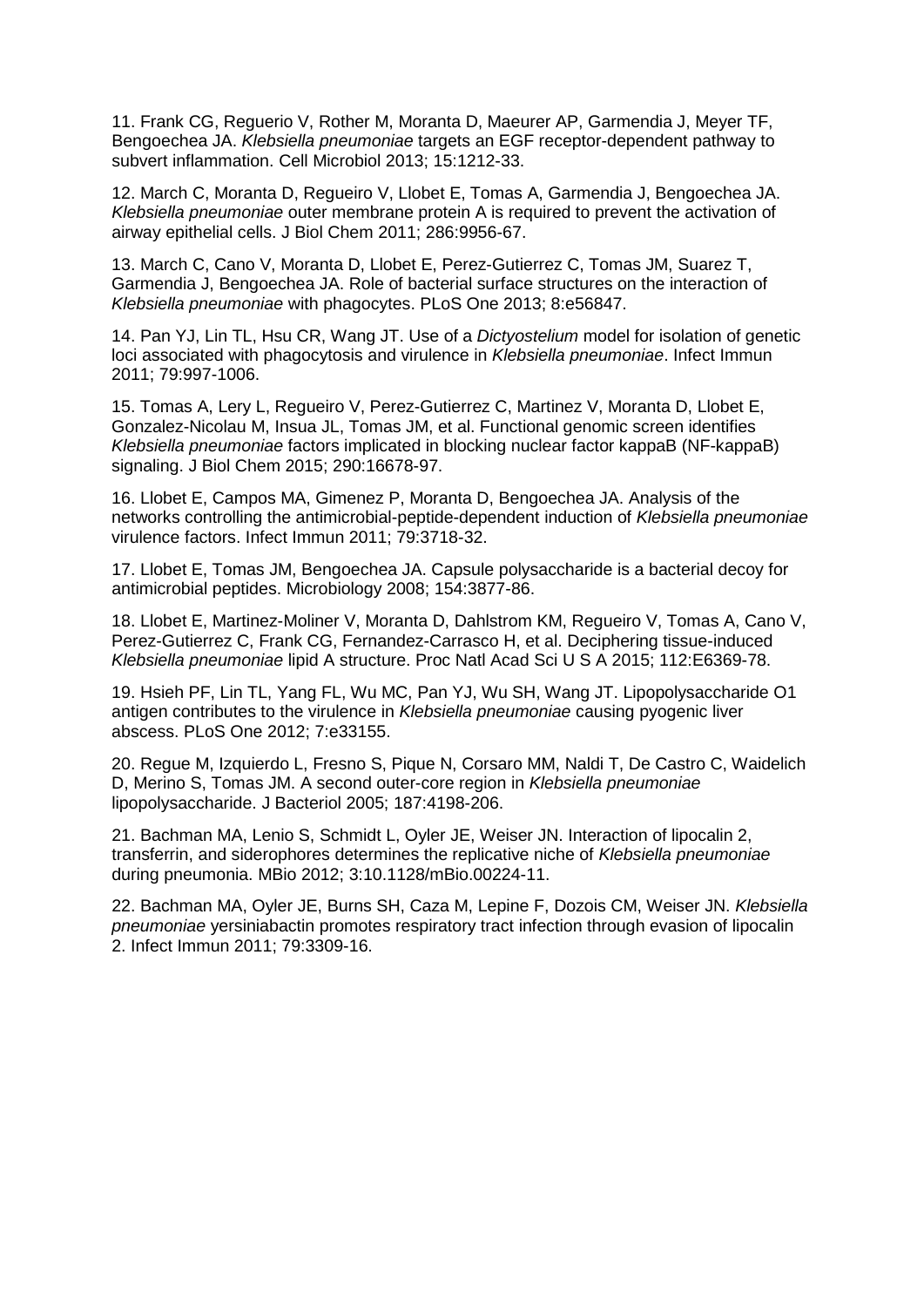11. Frank CG, Reguerio V, Rother M, Moranta D, Maeurer AP, Garmendia J, Meyer TF, Bengoechea JA. *Klebsiella pneumoniae* targets an EGF receptor-dependent pathway to subvert inflammation. Cell Microbiol 2013; 15:1212-33.

12. March C, Moranta D, Regueiro V, Llobet E, Tomas A, Garmendia J, Bengoechea JA. *Klebsiella pneumoniae* outer membrane protein A is required to prevent the activation of airway epithelial cells. J Biol Chem 2011; 286:9956-67.

13. March C, Cano V, Moranta D, Llobet E, Perez-Gutierrez C, Tomas JM, Suarez T, Garmendia J, Bengoechea JA. Role of bacterial surface structures on the interaction of *Klebsiella pneumoniae* with phagocytes. PLoS One 2013; 8:e56847.

14. Pan YJ, Lin TL, Hsu CR, Wang JT. Use of a *Dictyostelium* model for isolation of genetic loci associated with phagocytosis and virulence in *Klebsiella pneumoniae*. Infect Immun 2011; 79:997-1006.

15. Tomas A, Lery L, Regueiro V, Perez-Gutierrez C, Martinez V, Moranta D, Llobet E, Gonzalez-Nicolau M, Insua JL, Tomas JM, et al. Functional genomic screen identifies *Klebsiella pneumoniae* factors implicated in blocking nuclear factor kappaB (NF-kappaB) signaling. J Biol Chem 2015; 290:16678-97.

16. Llobet E, Campos MA, Gimenez P, Moranta D, Bengoechea JA. Analysis of the networks controlling the antimicrobial-peptide-dependent induction of *Klebsiella pneumoniae* virulence factors. Infect Immun 2011; 79:3718-32.

17. Llobet E, Tomas JM, Bengoechea JA. Capsule polysaccharide is a bacterial decoy for antimicrobial peptides. Microbiology 2008; 154:3877-86.

18. Llobet E, Martinez-Moliner V, Moranta D, Dahlstrom KM, Regueiro V, Tomas A, Cano V, Perez-Gutierrez C, Frank CG, Fernandez-Carrasco H, et al. Deciphering tissue-induced *Klebsiella pneumoniae* lipid A structure. Proc Natl Acad Sci U S A 2015; 112:E6369-78.

19. Hsieh PF, Lin TL, Yang FL, Wu MC, Pan YJ, Wu SH, Wang JT. Lipopolysaccharide O1 antigen contributes to the virulence in *Klebsiella pneumoniae* causing pyogenic liver abscess. PLoS One 2012; 7:e33155.

20. Regue M, Izquierdo L, Fresno S, Pique N, Corsaro MM, Naldi T, De Castro C, Waidelich D, Merino S, Tomas JM. A second outer-core region in *Klebsiella pneumoniae* lipopolysaccharide. J Bacteriol 2005; 187:4198-206.

21. Bachman MA, Lenio S, Schmidt L, Oyler JE, Weiser JN. Interaction of lipocalin 2, transferrin, and siderophores determines the replicative niche of *Klebsiella pneumoniae* during pneumonia. MBio 2012; 3:10.1128/mBio.00224-11.

22. Bachman MA, Oyler JE, Burns SH, Caza M, Lepine F, Dozois CM, Weiser JN. *Klebsiella pneumoniae* yersiniabactin promotes respiratory tract infection through evasion of lipocalin 2. Infect Immun 2011; 79:3309-16.